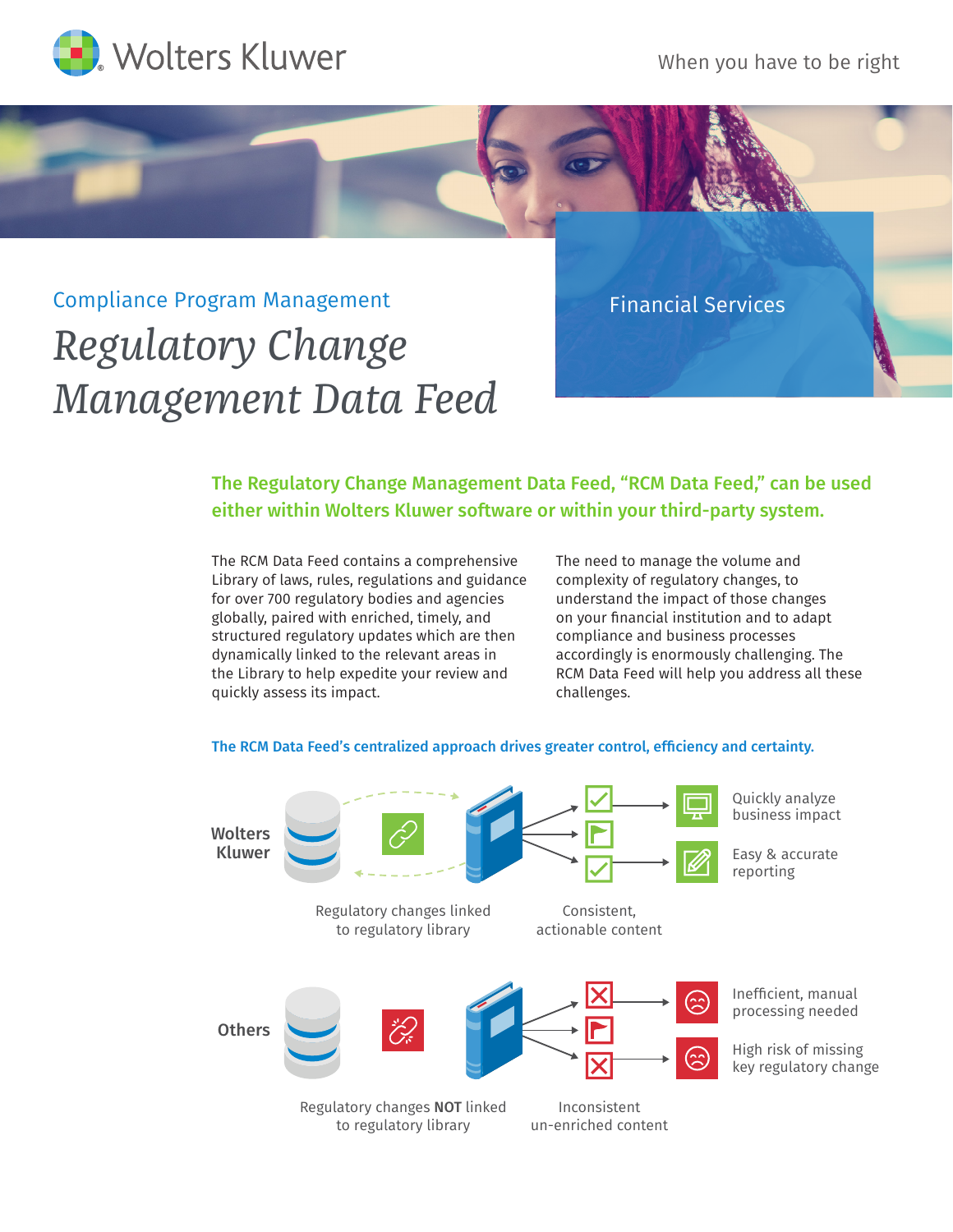Wolters Kluwer

When you have to be right

Compliance Program Management

# *Regulatory Change Management Data Feed*

Financial Services

## The Regulatory Change Management Data Feed, "RCM Data Feed," can be used either within Wolters Kluwer software or within your third-party system.

The RCM Data Feed contains a comprehensive Library of laws, rules, regulations and guidance for over 700 regulatory bodies and agencies globally, paired with enriched, timely, and structured regulatory updates which are then dynamically linked to the relevant areas in the Library to help expedite your review and quickly assess its impact.

The need to manage the volume and complexity of regulatory changes, to understand the impact of those changes on your financial institution and to adapt compliance and business processes accordingly is enormously challenging. The RCM Data Feed will help you address all these challenges.

### The RCM Data Feed's centralized approach drives greater control, efficiency and certainty.

**Wolters Kluwer**

Regulatory changes linked to regulatory library

Consistent, actionable content

Quickly analyze business impact

Easy & accurate reporting

**Others**

Regulatory changes **NOT** linked to regulatory library

Inconsistent un-enriched content

Inefficient, manual processing needed

High risk of missing key regulatory change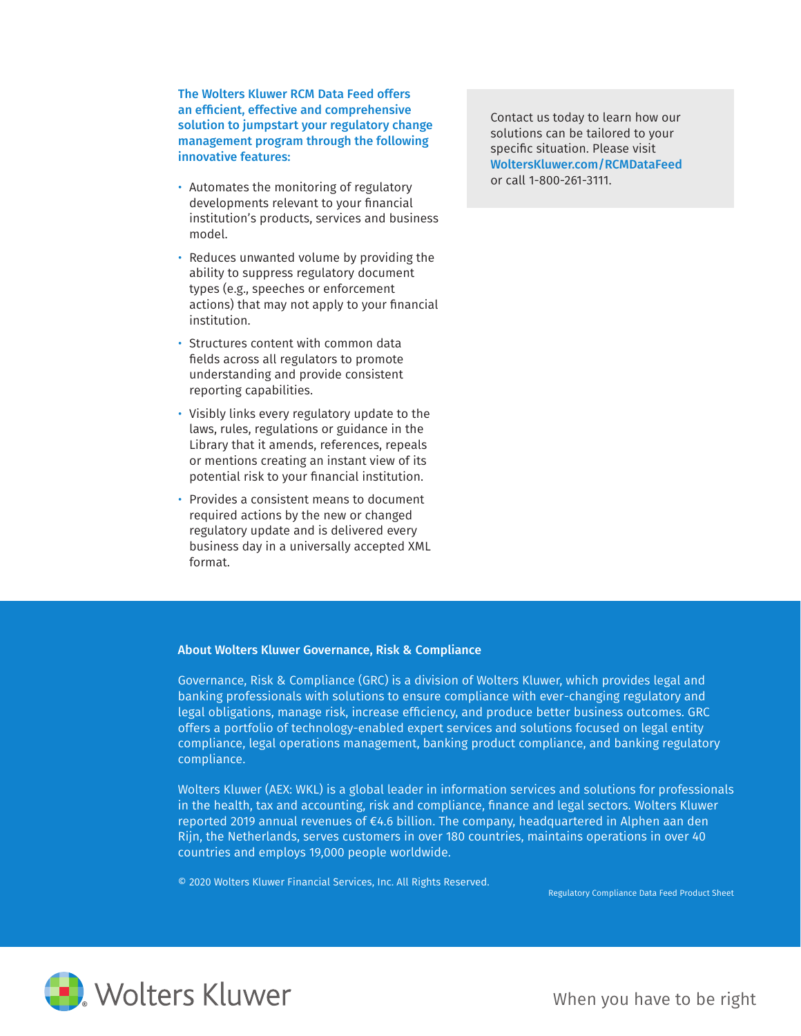**The Wolters Kluwer RCM Data Feed offers an efficient, effective and comprehensive solution to jumpstart your regulatory change management program through the following innovative features:**

- Automates the monitoring of regulatory developments relevant to your financial institution's products, services and business model.
- Reduces unwanted volume by providing the ability to suppress regulatory document types (e.g., speeches or enforcement actions) that may not apply to your financial institution.
- Structures content with common data fields across all regulators to promote understanding and provide consistent reporting capabilities.
- Visibly links every regulatory update to the laws, rules, regulations or guidance in the Library that it amends, references, repeals or mentions creating an instant view of its potential risk to your financial institution.
- Provides a consistent means to document required actions by the new or changed regulatory update and is delivered every business day in a universally accepted XML format.

Contact us today to learn how our solutions can be tailored to your specific situation. Please visit **WoltersKluwer.com/RCMDataFeed** or call 1-800-261-3111.

## About Wolters Kluwer Governance, Risk & Compliance

Governance, Risk & Compliance (GRC) is a division of Wolters Kluwer, which provides legal and banking professionals with solutions to ensure compliance with ever-changing regulatory and legal obligations, manage risk, increase efficiency, and produce better business outcomes. GRC offers a portfolio of technology-enabled expert services and solutions focused on legal entity compliance, legal operations management, banking product compliance, and banking regulatory compliance.

Wolters Kluwer (AEX: WKL) is a global leader in information services and solutions for professionals in the health, tax and accounting, risk and compliance, finance and legal sectors. Wolters Kluwer reported 2019 annual revenues of €4.6 billion. The company, headquartered in Alphen aan den Rijn, the Netherlands, serves customers in over 180 countries, maintains operations in over 40 countries and employs 19,000 people worldwide.

© 2020 Wolters Kluwer Financial Services, Inc. All Rights Reserved.

Regulatory Compliance Data Feed Product Sheet

Wolters Kluwer

When you have to be right